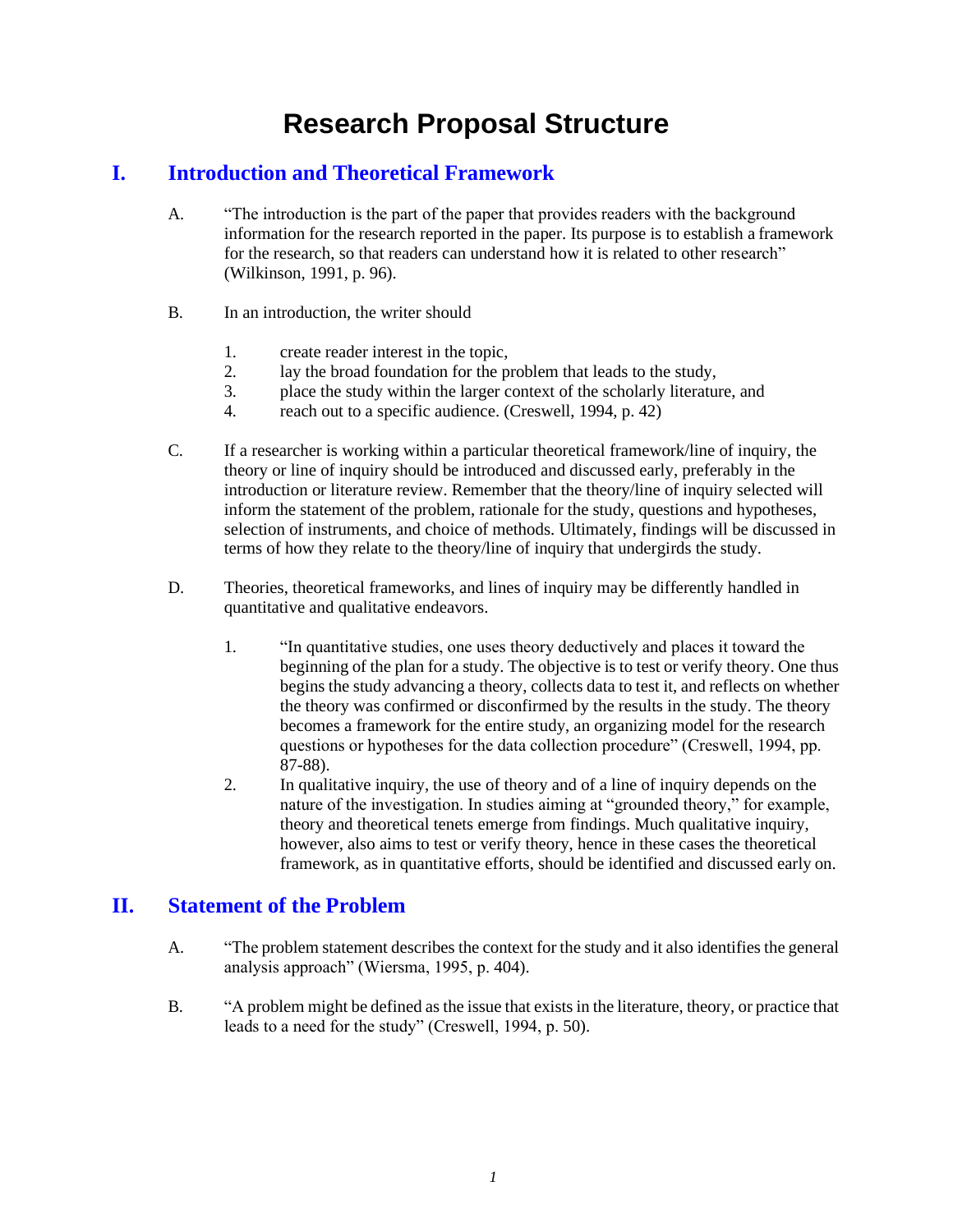# Research Proposal Structure

## I. Introduction and Theoretical Framework

A. "The introduction is the part of the paper that provides readers with the background information for the research reported in the paper. Its purpose is to establish a framework for the research, so that readers can understand how it is related to other research" (Wilkinson, 1991, p. 96).

B. In an introduction, the writer should

1. create reader interest in the topic,
2. lay the broad foundation for the problem that leads to the study,
3. place the study within the larger context of the scholarly literature, and
4. reach out to a specific audience. (Creswell, 1994, p. 42)

C. If a researcher is working within a particular theoretical framework/line of inquiry, the theory or line of inquiry should be introduced and discussed early, preferably in the introduction or literature review. Remember that the theory/line of inquiry selected will inform the statement of the problem, rationale for the study, questions and hypotheses, selection of instruments, and choice of methods. Ultimately, findings will be discussed in terms of how they relate to the theory/line of inquiry that undergirds the study.

D. Theories, theoretical frameworks, and lines of inquiry may be differently handled in quantitative and qualitative endeavors.

1. "In quantitative studies, one uses theory deductively and places it toward the beginning of the plan for a study. The objective is to test or verify theory. One thus begins the study advancing a theory, collects data to test it, and reflects on whether the theory was confirmed or disconfirmed by the results in the study. The theory becomes a framework for the entire study, an organizing model for the research questions or hypotheses for the data collection procedure" (Creswell, 1994, pp. 87-88).
2. In qualitative inquiry, the use of theory and of a line of inquiry depends on the nature of the investigation. In studies aiming at "grounded theory," for example, theory and theoretical tenets emerge from findings. Much qualitative inquiry, however, also aims to test or verify theory, hence in these cases the theoretical framework, as in quantitative efforts, should be identified and discussed early on.

## II. Statement of the Problem

A. "The problem statement describes the context for the study and it also identifies the general analysis approach" (Wiersma, 1995, p. 404).

B. "A problem might be defined as the issue that exists in the literature, theory, or practice that leads to a need for the study" (Creswell, 1994, p. 50).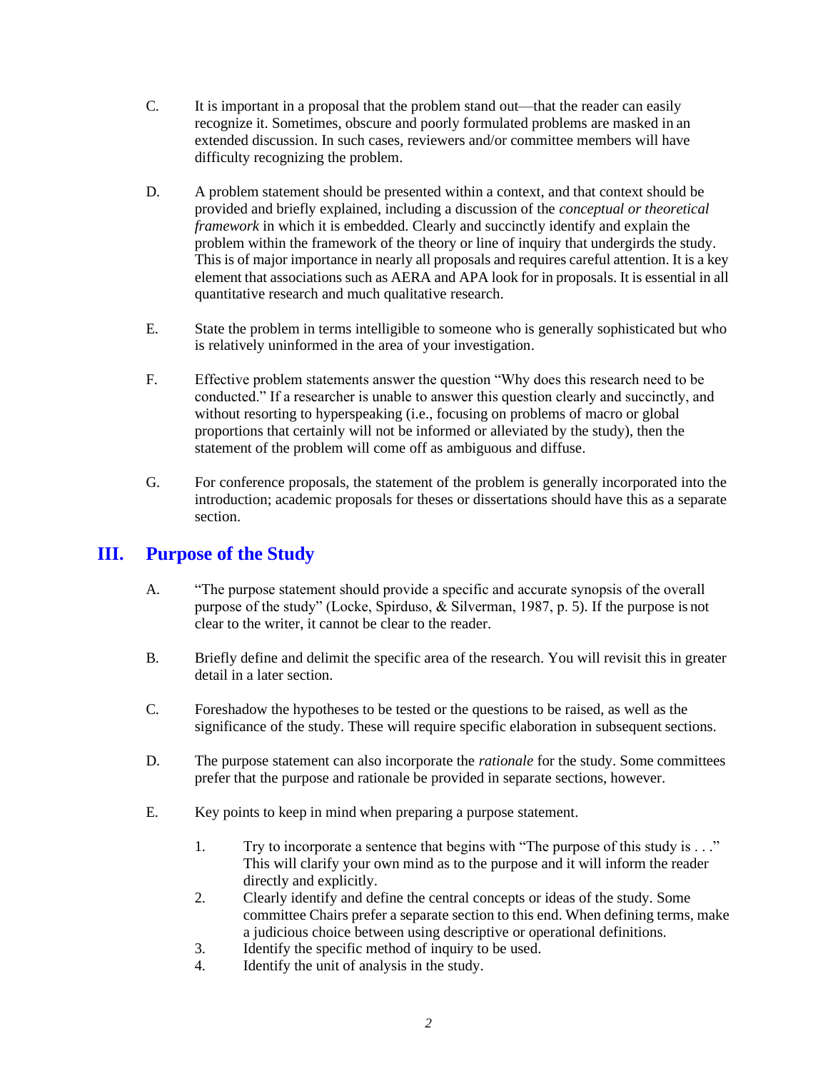C. It is important in a proposal that the problem stand out—that the reader can easily recognize it. Sometimes, obscure and poorly formulated problems are masked in an extended discussion. In such cases, reviewers and/or committee members will have difficulty recognizing the problem.

D. A problem statement should be presented within a context, and that context should be provided and briefly explained, including a discussion of the *conceptual or theoretical framework* in which it is embedded. Clearly and succinctly identify and explain the problem within the framework of the theory or line of inquiry that undergirds the study. This is of major importance in nearly all proposals and requires careful attention. It is a key element that associations such as AERA and APA look for in proposals. It is essential in all quantitative research and much qualitative research.

E. State the problem in terms intelligible to someone who is generally sophisticated but who is relatively uninformed in the area of your investigation.

F. Effective problem statements answer the question "Why does this research need to be conducted." If a researcher is unable to answer this question clearly and succinctly, and without resorting to hyperspeaking (i.e., focusing on problems of macro or global proportions that certainly will not be informed or alleviated by the study), then the statement of the problem will come off as ambiguous and diffuse.

G. For conference proposals, the statement of the problem is generally incorporated into the introduction; academic proposals for theses or dissertations should have this as a separate section.

## III. Purpose of the Study

A. "The purpose statement should provide a specific and accurate synopsis of the overall purpose of the study" (Locke, Spirduso, & Silverman, 1987, p. 5). If the purpose is not clear to the writer, it cannot be clear to the reader.

B. Briefly define and delimit the specific area of the research. You will revisit this in greater detail in a later section.

C. Foreshadow the hypotheses to be tested or the questions to be raised, as well as the significance of the study. These will require specific elaboration in subsequent sections.

D. The purpose statement can also incorporate the *rationale* for the study. Some committees prefer that the purpose and rationale be provided in separate sections, however.

E. Key points to keep in mind when preparing a purpose statement.

1. Try to incorporate a sentence that begins with "The purpose of this study is . . ." This will clarify your own mind as to the purpose and it will inform the reader directly and explicitly.
2. Clearly identify and define the central concepts or ideas of the study. Some committee Chairs prefer a separate section to this end. When defining terms, make a judicious choice between using descriptive or operational definitions.
3. Identify the specific method of inquiry to be used.
4. Identify the unit of analysis in the study.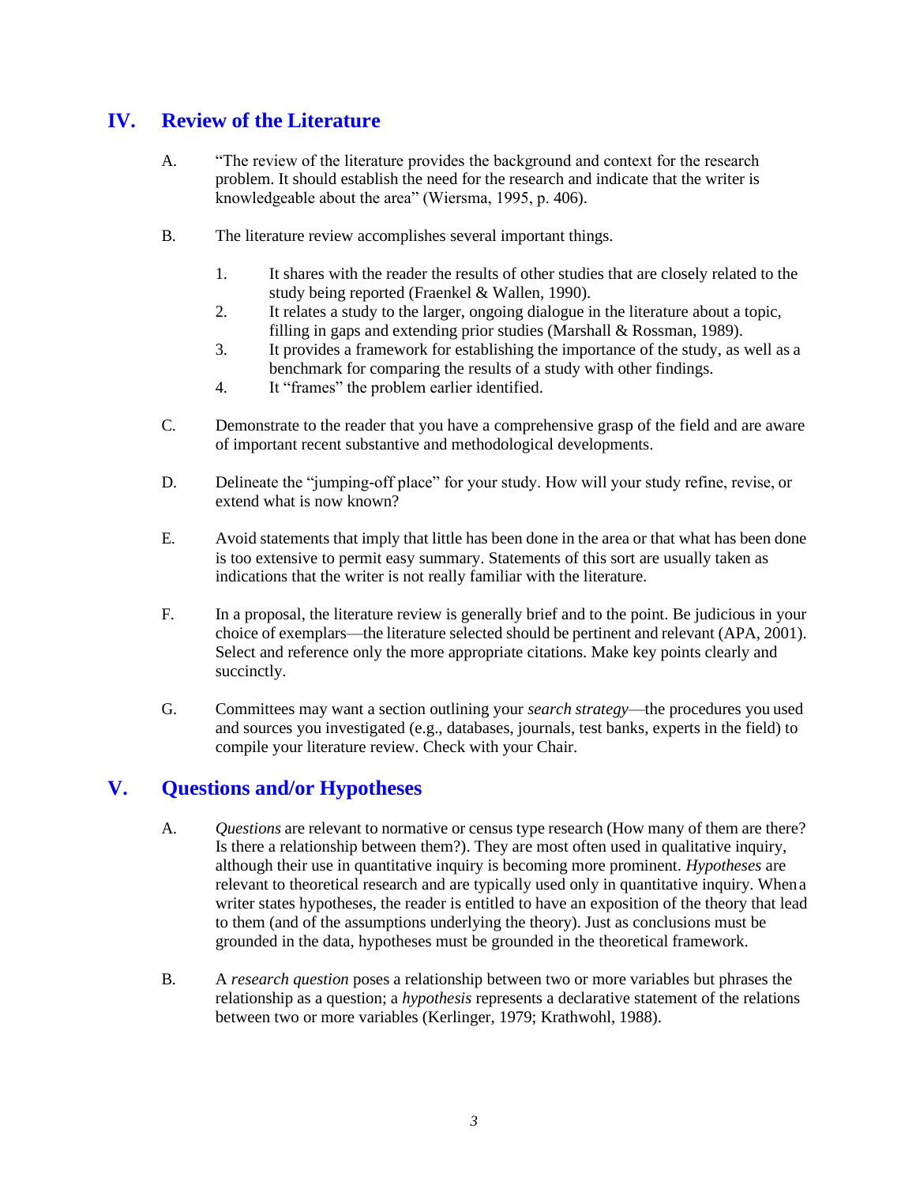## IV. Review of the Literature

A. "The review of the literature provides the background and context for the research problem. It should establish the need for the research and indicate that the writer is knowledgeable about the area" (Wiersma, 1995, p. 406).

B. The literature review accomplishes several important things.

1. It shares with the reader the results of other studies that are closely related to the study being reported (Fraenkel & Wallen, 1990).
2. It relates a study to the larger, ongoing dialogue in the literature about a topic, filling in gaps and extending prior studies (Marshall & Rossman, 1989).
3. It provides a framework for establishing the importance of the study, as well as a benchmark for comparing the results of a study with other findings.
4. It "frames" the problem earlier identified.

C. Demonstrate to the reader that you have a comprehensive grasp of the field and are aware of important recent substantive and methodological developments.

D. Delineate the "jumping-off place" for your study. How will your study refine, revise, or extend what is now known?

E. Avoid statements that imply that little has been done in the area or that what has been done is too extensive to permit easy summary. Statements of this sort are usually taken as indications that the writer is not really familiar with the literature.

F. In a proposal, the literature review is generally brief and to the point. Be judicious in your choice of exemplars—the literature selected should be pertinent and relevant (APA, 2001). Select and reference only the more appropriate citations. Make key points clearly and succinctly.

G. Committees may want a section outlining your *search strategy*—the procedures you used and sources you investigated (e.g., databases, journals, test banks, experts in the field) to compile your literature review. Check with your Chair.

## V. Questions and/or Hypotheses

A. *Questions* are relevant to normative or census type research (How many of them are there? Is there a relationship between them?). They are most often used in qualitative inquiry, although their use in quantitative inquiry is becoming more prominent. *Hypotheses* are relevant to theoretical research and are typically used only in quantitative inquiry. When a writer states hypotheses, the reader is entitled to have an exposition of the theory that lead to them (and of the assumptions underlying the theory). Just as conclusions must be grounded in the data, hypotheses must be grounded in the theoretical framework.

B. A *research question* poses a relationship between two or more variables but phrases the relationship as a question; a *hypothesis* represents a declarative statement of the relations between two or more variables (Kerlinger, 1979; Krathwohl, 1988).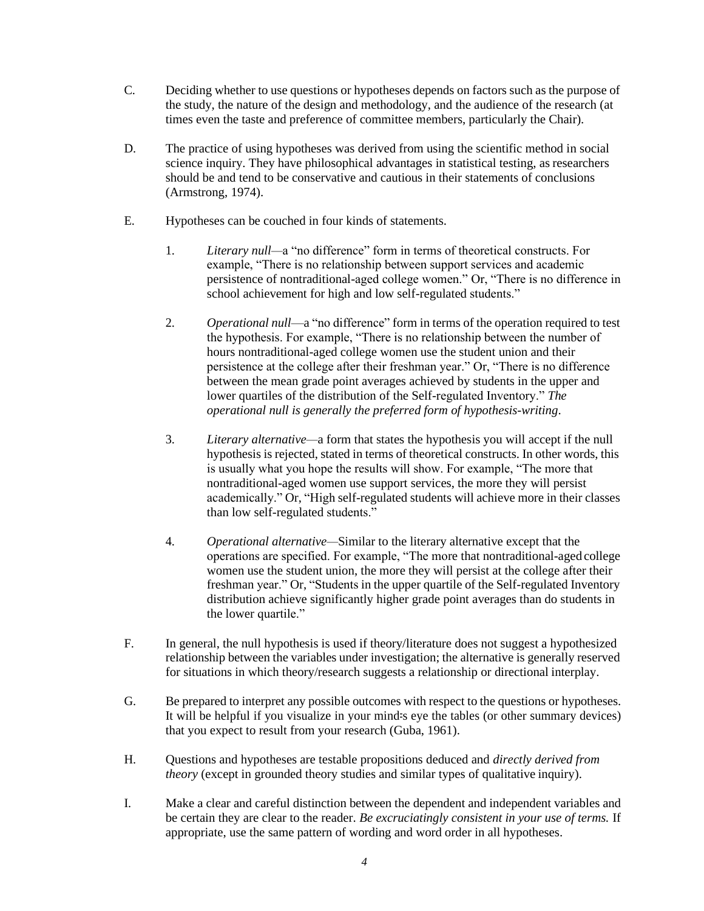C. Deciding whether to use questions or hypotheses depends on factors such as the purpose of the study, the nature of the design and methodology, and the audience of the research (at times even the taste and preference of committee members, particularly the Chair).

D. The practice of using hypotheses was derived from using the scientific method in social science inquiry. They have philosophical advantages in statistical testing, as researchers should be and tend to be conservative and cautious in their statements of conclusions (Armstrong, 1974).

E. Hypotheses can be couched in four kinds of statements.

1. *Literary null*—a "no difference" form in terms of theoretical constructs. For example, "There is no relationship between support services and academic persistence of nontraditional-aged college women." Or, "There is no difference in school achievement for high and low self-regulated students."

2. *Operational null*—a "no difference" form in terms of the operation required to test the hypothesis. For example, "There is no relationship between the number of hours nontraditional-aged college women use the student union and their persistence at the college after their freshman year." Or, "There is no difference between the mean grade point averages achieved by students in the upper and lower quartiles of the distribution of the Self-regulated Inventory." *The operational null is generally the preferred form of hypothesis-writing*.

3. *Literary alternative*—a form that states the hypothesis you will accept if the null hypothesis is rejected, stated in terms of theoretical constructs. In other words, this is usually what you hope the results will show. For example, "The more that nontraditional-aged women use support services, the more they will persist academically." Or, "High self-regulated students will achieve more in their classes than low self-regulated students."

4. *Operational alternative*—Similar to the literary alternative except that the operations are specified. For example, "The more that nontraditional-aged college women use the student union, the more they will persist at the college after their freshman year." Or, "Students in the upper quartile of the Self-regulated Inventory distribution achieve significantly higher grade point averages than do students in the lower quartile."

F. In general, the null hypothesis is used if theory/literature does not suggest a hypothesized relationship between the variables under investigation; the alternative is generally reserved for situations in which theory/research suggests a relationship or directional interplay.

G. Be prepared to interpret any possible outcomes with respect to the questions or hypotheses. It will be helpful if you visualize in your mind's eye the tables (or other summary devices) that you expect to result from your research (Guba, 1961).

H. Questions and hypotheses are testable propositions deduced and *directly derived from theory* (except in grounded theory studies and similar types of qualitative inquiry).

I. Make a clear and careful distinction between the dependent and independent variables and be certain they are clear to the reader. *Be excruciatingly consistent in your use of terms.* If appropriate, use the same pattern of wording and word order in all hypotheses.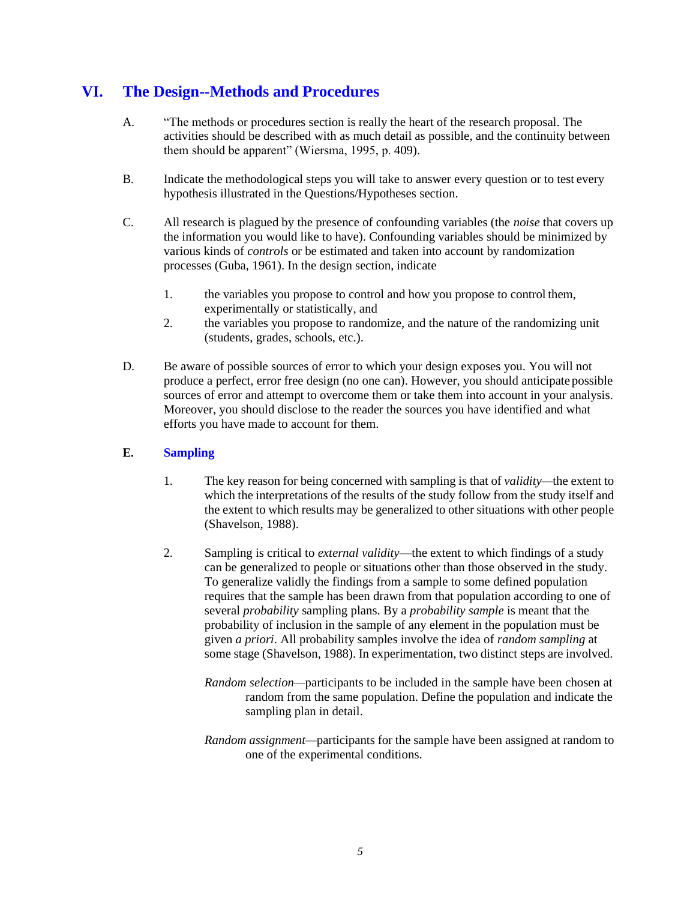## VI. The Design--Methods and Procedures

A. “The methods or procedures section is really the heart of the research proposal. The activities should be described with as much detail as possible, and the continuity between them should be apparent” (Wiersma, 1995, p. 409).

B. Indicate the methodological steps you will take to answer every question or to test every hypothesis illustrated in the Questions/Hypotheses section.

C. All research is plagued by the presence of confounding variables (the *noise* that covers up the information you would like to have). Confounding variables should be minimized by various kinds of *controls* or be estimated and taken into account by randomization processes (Guba, 1961). In the design section, indicate

1. the variables you propose to control and how you propose to control them, experimentally or statistically, and
2. the variables you propose to randomize, and the nature of the randomizing unit (students, grades, schools, etc.).

D. Be aware of possible sources of error to which your design exposes you. You will not produce a perfect, error free design (no one can). However, you should anticipate possible sources of error and attempt to overcome them or take them into account in your analysis. Moreover, you should disclose to the reader the sources you have identified and what efforts you have made to account for them.

### E. Sampling

1. The key reason for being concerned with sampling is that of *validity*—the extent to which the interpretations of the results of the study follow from the study itself and the extent to which results may be generalized to other situations with other people (Shavelson, 1988).

2. Sampling is critical to *external validity*—the extent to which findings of a study can be generalized to people or situations other than those observed in the study. To generalize validly the findings from a sample to some defined population requires that the sample has been drawn from that population according to one of several *probability* sampling plans. By a *probability sample* is meant that the probability of inclusion in the sample of any element in the population must be given *a priori*. All probability samples involve the idea of *random sampling* at some stage (Shavelson, 1988). In experimentation, two distinct steps are involved.

   *Random selection*—participants to be included in the sample have been chosen at random from the same population. Define the population and indicate the sampling plan in detail.

   *Random assignment*—participants for the sample have been assigned at random to one of the experimental conditions.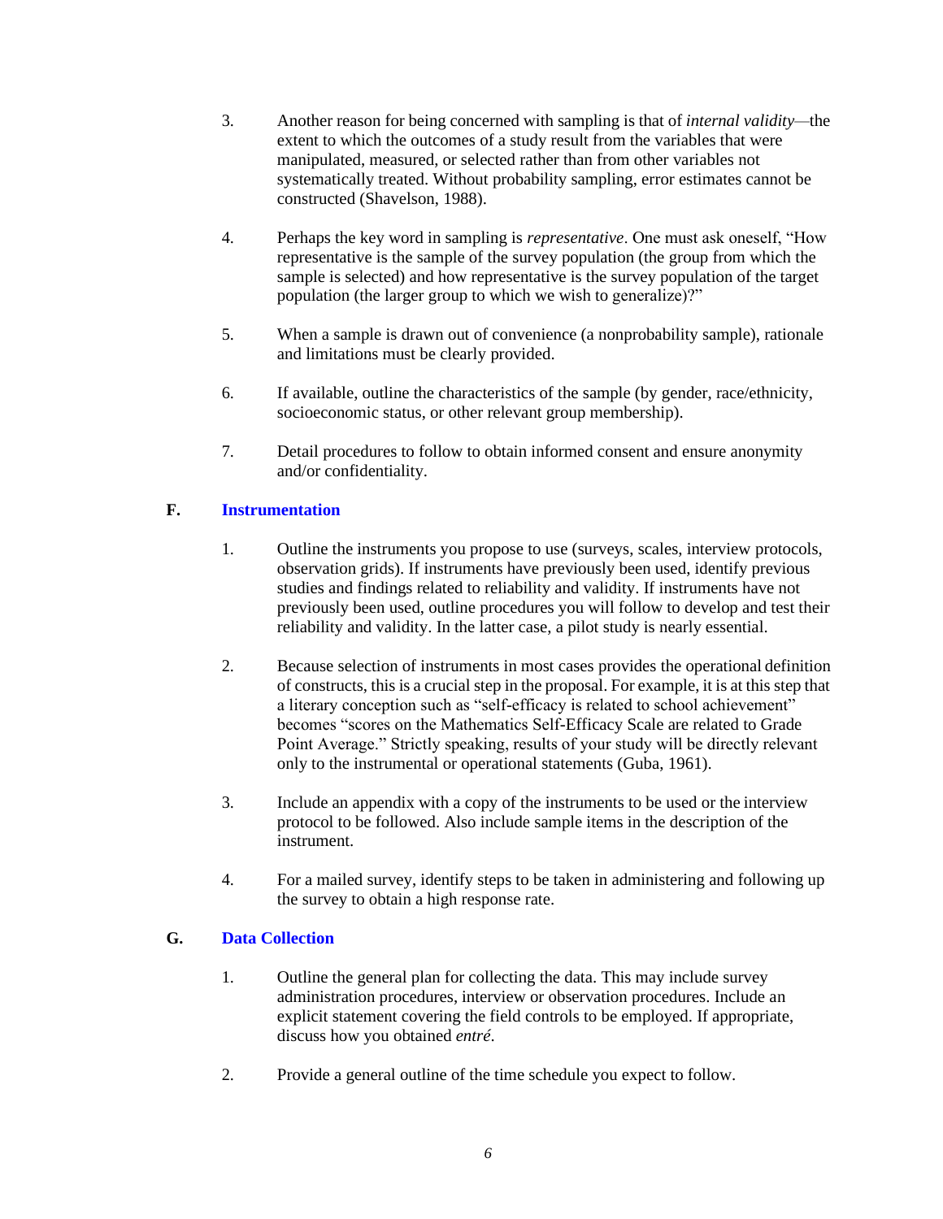3. Another reason for being concerned with sampling is that of *internal validity*—the extent to which the outcomes of a study result from the variables that were manipulated, measured, or selected rather than from other variables not systematically treated. Without probability sampling, error estimates cannot be constructed (Shavelson, 1988).

4. Perhaps the key word in sampling is *representative*. One must ask oneself, "How representative is the sample of the survey population (the group from which the sample is selected) and how representative is the survey population of the target population (the larger group to which we wish to generalize)?"

5. When a sample is drawn out of convenience (a nonprobability sample), rationale and limitations must be clearly provided.

6. If available, outline the characteristics of the sample (by gender, race/ethnicity, socioeconomic status, or other relevant group membership).

7. Detail procedures to follow to obtain informed consent and ensure anonymity and/or confidentiality.

## F. Instrumentation

1. Outline the instruments you propose to use (surveys, scales, interview protocols, observation grids). If instruments have previously been used, identify previous studies and findings related to reliability and validity. If instruments have not previously been used, outline procedures you will follow to develop and test their reliability and validity. In the latter case, a pilot study is nearly essential.

2. Because selection of instruments in most cases provides the operational definition of constructs, this is a crucial step in the proposal. For example, it is at this step that a literary conception such as "self-efficacy is related to school achievement" becomes "scores on the Mathematics Self-Efficacy Scale are related to Grade Point Average." Strictly speaking, results of your study will be directly relevant only to the instrumental or operational statements (Guba, 1961).

3. Include an appendix with a copy of the instruments to be used or the interview protocol to be followed. Also include sample items in the description of the instrument.

4. For a mailed survey, identify steps to be taken in administering and following up the survey to obtain a high response rate.

## G. Data Collection

1. Outline the general plan for collecting the data. This may include survey administration procedures, interview or observation procedures. Include an explicit statement covering the field controls to be employed. If appropriate, discuss how you obtained *entré.*

2. Provide a general outline of the time schedule you expect to follow.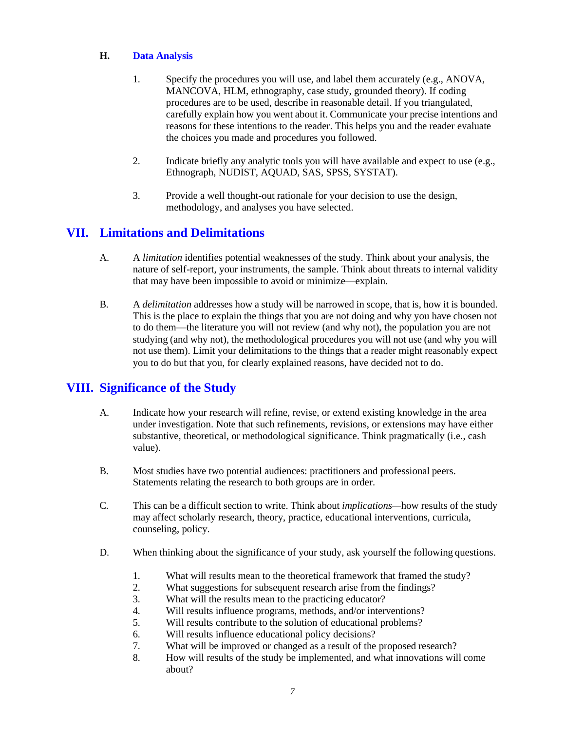### H. Data Analysis

1. Specify the procedures you will use, and label them accurately (e.g., ANOVA, MANCOVA, HLM, ethnography, case study, grounded theory). If coding procedures are to be used, describe in reasonable detail. If you triangulated, carefully explain how you went about it. Communicate your precise intentions and reasons for these intentions to the reader. This helps you and the reader evaluate the choices you made and procedures you followed.

2. Indicate briefly any analytic tools you will have available and expect to use (e.g., Ethnograph, NUDIST, AQUAD, SAS, SPSS, SYSTAT).

3. Provide a well thought-out rationale for your decision to use the design, methodology, and analyses you have selected.

## VII. Limitations and Delimitations

A. A *limitation* identifies potential weaknesses of the study. Think about your analysis, the nature of self-report, your instruments, the sample. Think about threats to internal validity that may have been impossible to avoid or minimize—explain.

B. A *delimitation* addresses how a study will be narrowed in scope, that is, how it is bounded. This is the place to explain the things that you are not doing and why you have chosen not to do them—the literature you will not review (and why not), the population you are not studying (and why not), the methodological procedures you will not use (and why you will not use them). Limit your delimitations to the things that a reader might reasonably expect you to do but that you, for clearly explained reasons, have decided not to do.

## VIII. Significance of the Study

A. Indicate how your research will refine, revise, or extend existing knowledge in the area under investigation. Note that such refinements, revisions, or extensions may have either substantive, theoretical, or methodological significance. Think pragmatically (i.e., cash value).

B. Most studies have two potential audiences: practitioners and professional peers. Statements relating the research to both groups are in order.

C. This can be a difficult section to write. Think about *implications*—how results of the study may affect scholarly research, theory, practice, educational interventions, curricula, counseling, policy.

D. When thinking about the significance of your study, ask yourself the following questions.

1. What will results mean to the theoretical framework that framed the study?
2. What suggestions for subsequent research arise from the findings?
3. What will the results mean to the practicing educator?
4. Will results influence programs, methods, and/or interventions?
5. Will results contribute to the solution of educational problems?
6. Will results influence educational policy decisions?
7. What will be improved or changed as a result of the proposed research?
8. How will results of the study be implemented, and what innovations will come about?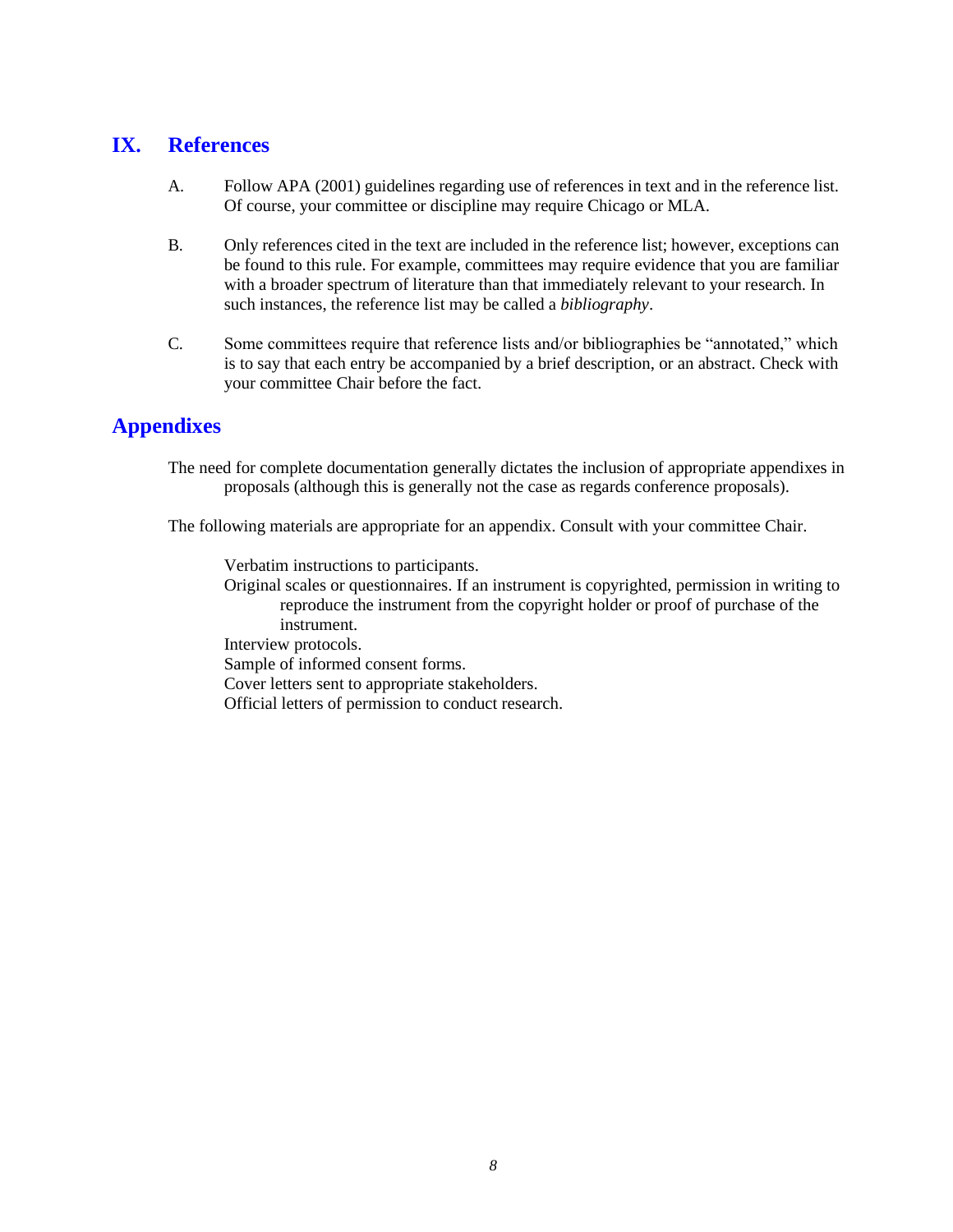## IX. References

A. Follow APA (2001) guidelines regarding use of references in text and in the reference list. Of course, your committee or discipline may require Chicago or MLA.

B. Only references cited in the text are included in the reference list; however, exceptions can be found to this rule. For example, committees may require evidence that you are familiar with a broader spectrum of literature than that immediately relevant to your research. In such instances, the reference list may be called a *bibliography*.

C. Some committees require that reference lists and/or bibliographies be "annotated," which is to say that each entry be accompanied by a brief description, or an abstract. Check with your committee Chair before the fact.

## Appendixes

The need for complete documentation generally dictates the inclusion of appropriate appendixes in proposals (although this is generally not the case as regards conference proposals).

The following materials are appropriate for an appendix. Consult with your committee Chair.

Verbatim instructions to participants.
Original scales or questionnaires. If an instrument is copyrighted, permission in writing to reproduce the instrument from the copyright holder or proof of purchase of the instrument.
Interview protocols.
Sample of informed consent forms.
Cover letters sent to appropriate stakeholders.
Official letters of permission to conduct research.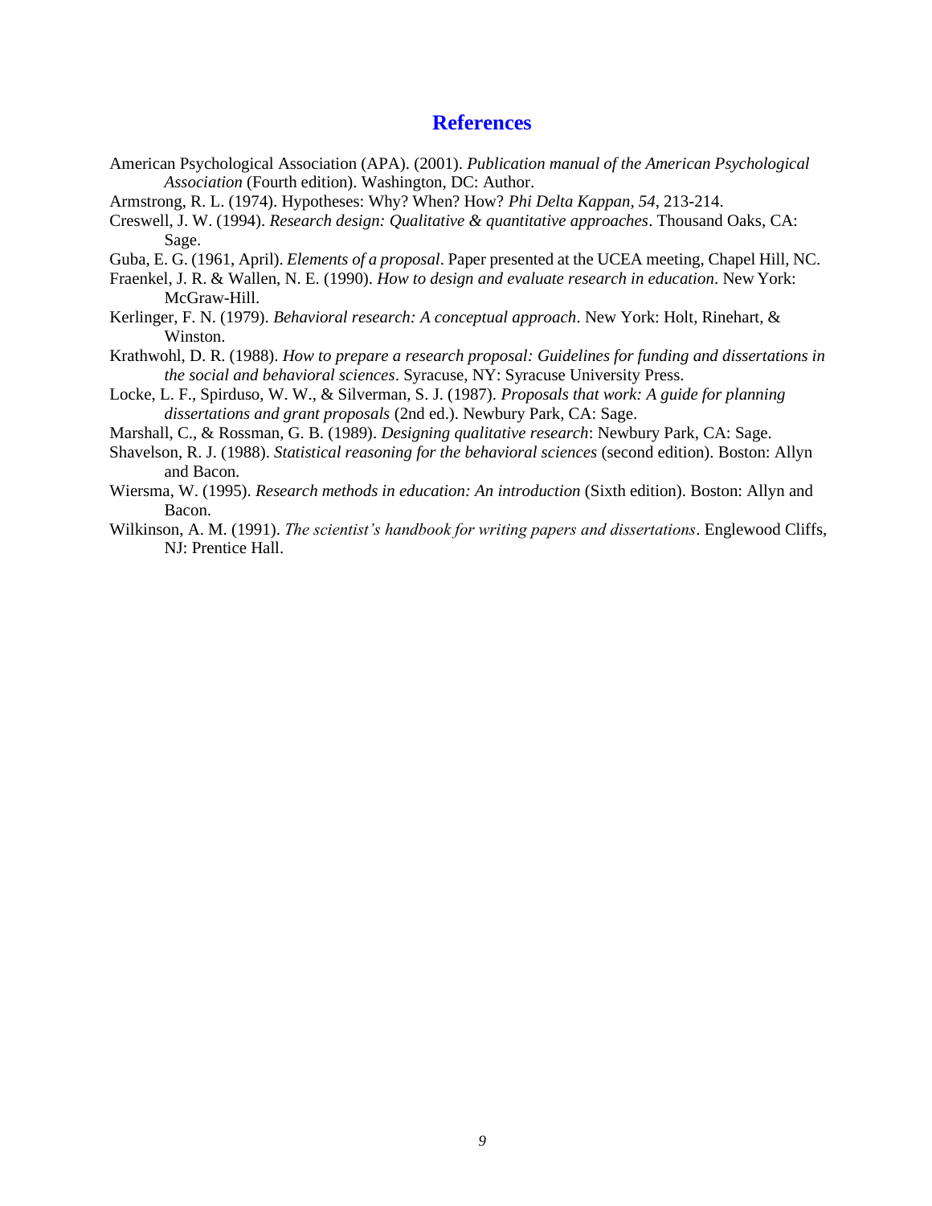## References

American Psychological Association (APA). (2001). *Publication manual of the American Psychological Association* (Fourth edition). Washington, DC: Author.

Armstrong, R. L. (1974). Hypotheses: Why? When? How? *Phi Delta Kappan, 54*, 213-214.

Creswell, J. W. (1994). *Research design: Qualitative & quantitative approaches*. Thousand Oaks, CA: Sage.

Guba, E. G. (1961, April). *Elements of a proposal*. Paper presented at the UCEA meeting, Chapel Hill, NC.

Fraenkel, J. R. & Wallen, N. E. (1990). *How to design and evaluate research in education*. New York: McGraw-Hill.

Kerlinger, F. N. (1979). *Behavioral research: A conceptual approach*. New York: Holt, Rinehart, & Winston.

Krathwohl, D. R. (1988). *How to prepare a research proposal: Guidelines for funding and dissertations in the social and behavioral sciences*. Syracuse, NY: Syracuse University Press.

Locke, L. F., Spirduso, W. W., & Silverman, S. J. (1987). *Proposals that work: A guide for planning dissertations and grant proposals* (2nd ed.). Newbury Park, CA: Sage.

Marshall, C., & Rossman, G. B. (1989). *Designing qualitative research*: Newbury Park, CA: Sage.

Shavelson, R. J. (1988). *Statistical reasoning for the behavioral sciences* (second edition). Boston: Allyn and Bacon.

Wiersma, W. (1995). *Research methods in education: An introduction* (Sixth edition). Boston: Allyn and Bacon.

Wilkinson, A. M. (1991). *The scientist's handbook for writing papers and dissertations*. Englewood Cliffs, NJ: Prentice Hall.